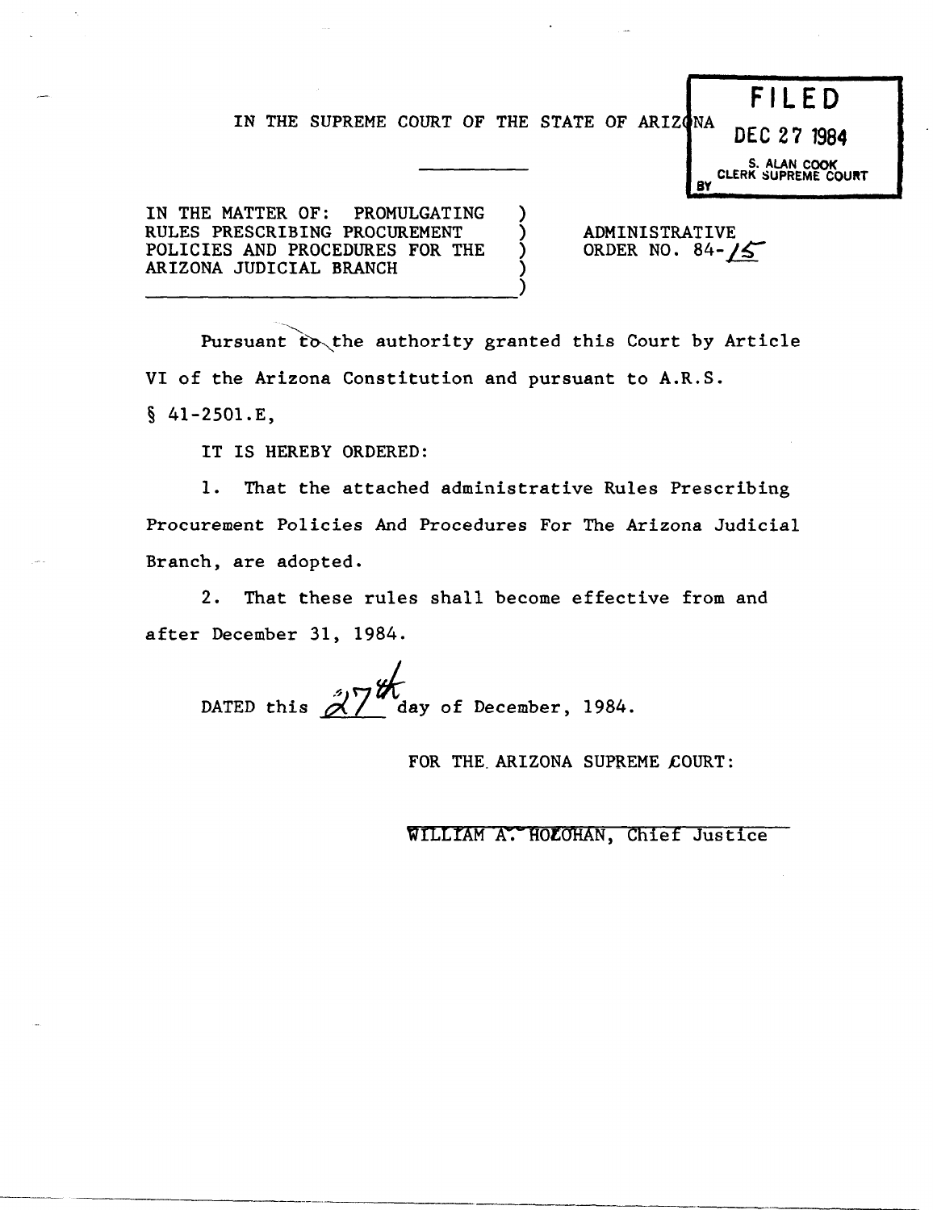IN THE SUPREME COURT OF THE STATE OF ARIZONA

FILED
DEC 27 1984
S. ALAN COOK
CLERK SUPREME COURT
BY

IN THE MATTER OF: PROMULGATING RULES PRESCRIBING PROCUREMENT POLICIES AND PROCEDURES FOR THE ARIZONA JUDICIAL BRANCH

ADMINISTRATIVE ORDER NO. 84-15

Pursuant to the authority granted this Court by Article VI of the Arizona Constitution and pursuant to A.R.S. § 41-2501.E,

IT IS HEREBY ORDERED:

1. That the attached administrative Rules Prescribing Procurement Policies And Procedures For The Arizona Judicial Branch, are adopted.

2. That these rules shall become effective from and after December 31, 1984.

DATED this 27th day of December, 1984.

FOR THE ARIZONA SUPREME COURT:

WILLIAM A. HOLOHAN, Chief Justice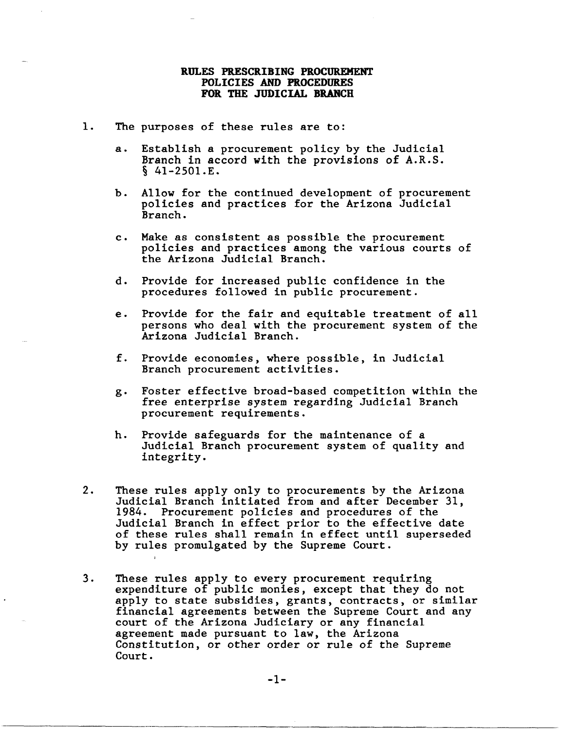# RULES PRESCRIBING PROCUREMENT POLICIES AND PROCEDURES FOR THE JUDICIAL BRANCH

1. The purposes of these rules are to:

   a. Establish a procurement policy by the Judicial Branch in accord with the provisions of A.R.S. § 41-2501.E.

   b. Allow for the continued development of procurement policies and practices for the Arizona Judicial Branch.

   c. Make as consistent as possible the procurement policies and practices among the various courts of the Arizona Judicial Branch.

   d. Provide for increased public confidence in the procedures followed in public procurement.

   e. Provide for the fair and equitable treatment of all persons who deal with the procurement system of the Arizona Judicial Branch.

   f. Provide economies, where possible, in Judicial Branch procurement activities.

   g. Foster effective broad-based competition within the free enterprise system regarding Judicial Branch procurement requirements.

   h. Provide safeguards for the maintenance of a Judicial Branch procurement system of quality and integrity.

2. These rules apply only to procurements by the Arizona Judicial Branch initiated from and after December 31, 1984. Procurement policies and procedures of the Judicial Branch in effect prior to the effective date of these rules shall remain in effect until superseded by rules promulgated by the Supreme Court.

3. These rules apply to every procurement requiring expenditure of public monies, except that they do not apply to state subsidies, grants, contracts, or similar financial agreements between the Supreme Court and any court of the Arizona Judiciary or any financial agreement made pursuant to law, the Arizona Constitution, or other order or rule of the Supreme Court.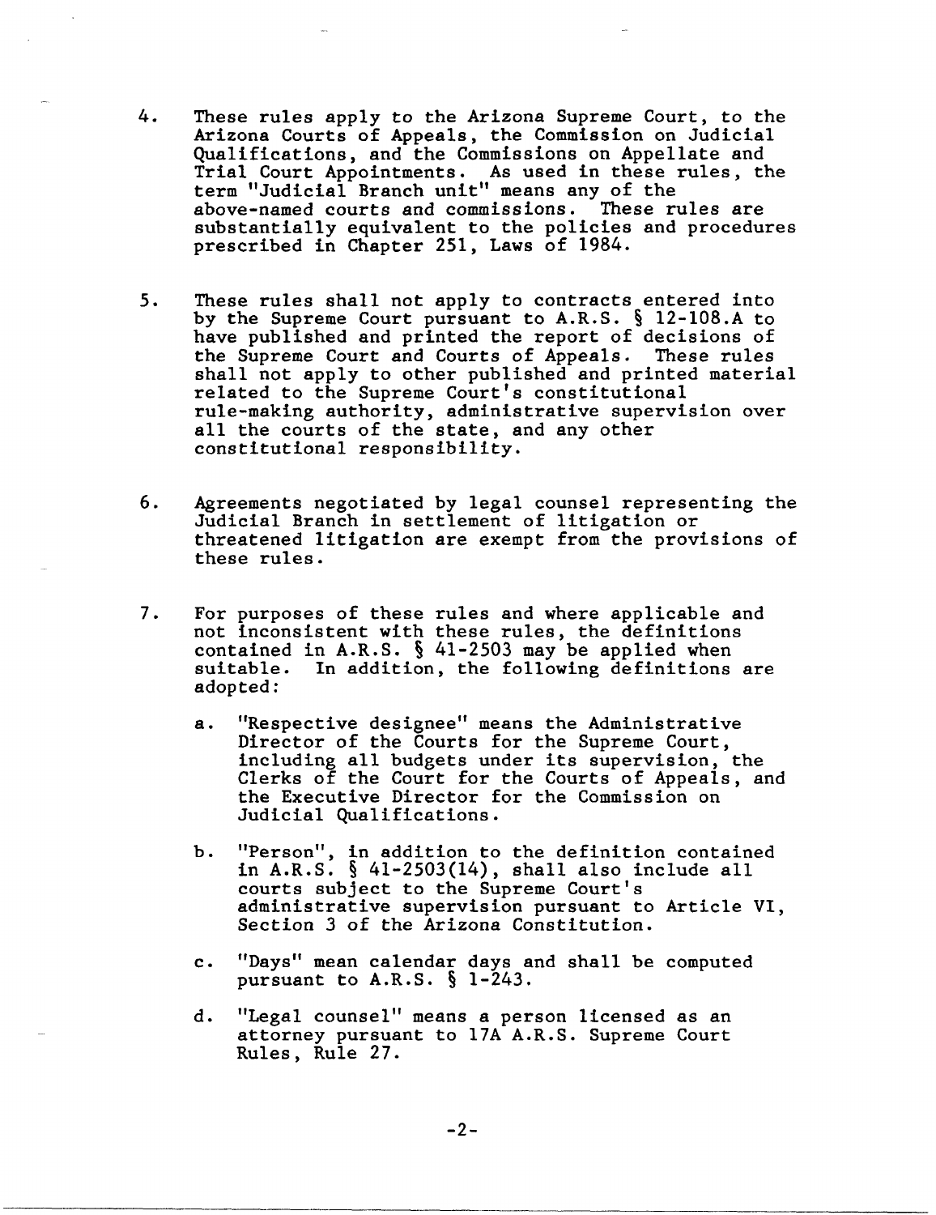4. These rules apply to the Arizona Supreme Court, to the Arizona Courts of Appeals, the Commission on Judicial Qualifications, and the Commissions on Appellate and Trial Court Appointments. As used in these rules, the term "Judicial Branch unit" means any of the above-named courts and commissions. These rules are substantially equivalent to the policies and procedures prescribed in Chapter 251, Laws of 1984.

5. These rules shall not apply to contracts entered into by the Supreme Court pursuant to A.R.S. § 12-108.A to have published and printed the report of decisions of the Supreme Court and Courts of Appeals. These rules shall not apply to other published and printed material related to the Supreme Court's constitutional rule-making authority, administrative supervision over all the courts of the state, and any other constitutional responsibility.

6. Agreements negotiated by legal counsel representing the Judicial Branch in settlement of litigation or threatened litigation are exempt from the provisions of these rules.

7. For purposes of these rules and where applicable and not inconsistent with these rules, the definitions contained in A.R.S. § 41-2503 may be applied when suitable. In addition, the following definitions are adopted:

   a. "Respective designee" means the Administrative Director of the Courts for the Supreme Court, including all budgets under its supervision, the Clerks of the Court for the Courts of Appeals, and the Executive Director for the Commission on Judicial Qualifications.

   b. "Person", in addition to the definition contained in A.R.S. § 41-2503(14), shall also include all courts subject to the Supreme Court's administrative supervision pursuant to Article VI, Section 3 of the Arizona Constitution.

   c. "Days" mean calendar days and shall be computed pursuant to A.R.S. § 1-243.

   d. "Legal counsel" means a person licensed as an attorney pursuant to 17A A.R.S. Supreme Court Rules, Rule 27.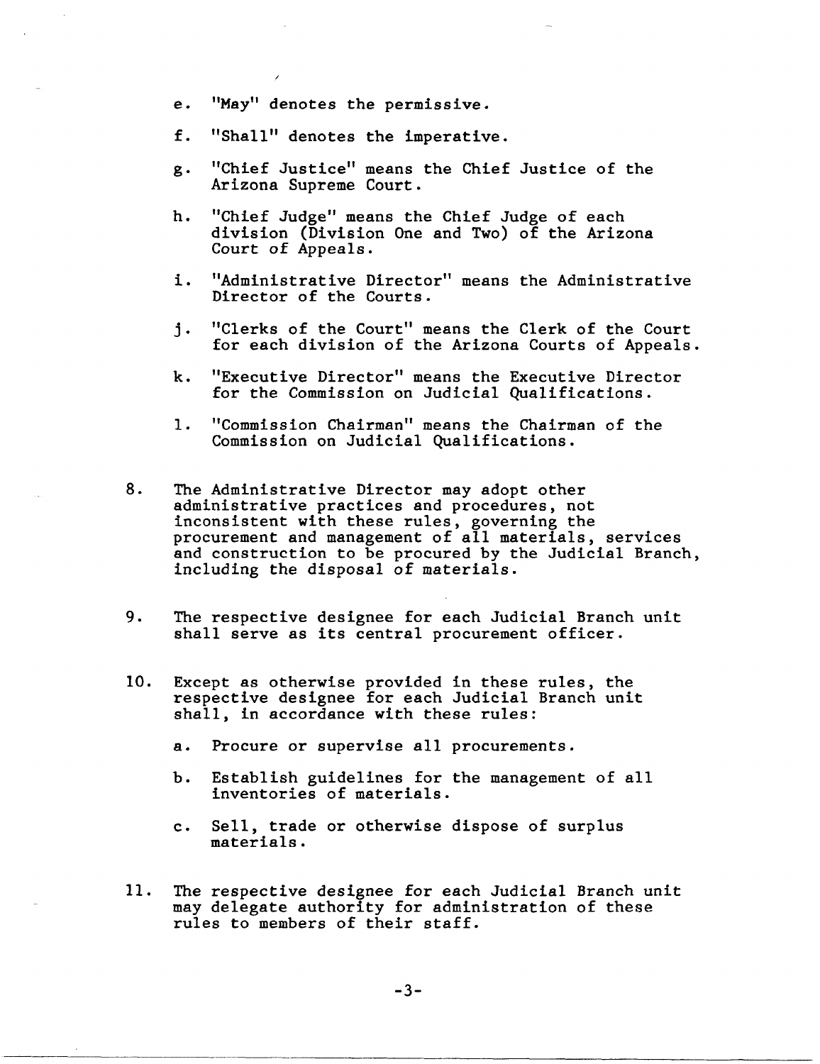e. "May" denotes the permissive.

f. "Shall" denotes the imperative.

g. "Chief Justice" means the Chief Justice of the Arizona Supreme Court.

h. "Chief Judge" means the Chief Judge of each division (Division One and Two) of the Arizona Court of Appeals.

i. "Administrative Director" means the Administrative Director of the Courts.

j. "Clerks of the Court" means the Clerk of the Court for each division of the Arizona Courts of Appeals.

k. "Executive Director" means the Executive Director for the Commission on Judicial Qualifications.

l. "Commission Chairman" means the Chairman of the Commission on Judicial Qualifications.

8. The Administrative Director may adopt other administrative practices and procedures, not inconsistent with these rules, governing the procurement and management of all materials, services and construction to be procured by the Judicial Branch, including the disposal of materials.

9. The respective designee for each Judicial Branch unit shall serve as its central procurement officer.

10. Except as otherwise provided in these rules, the respective designee for each Judicial Branch unit shall, in accordance with these rules:

    a. Procure or supervise all procurements.

    b. Establish guidelines for the management of all inventories of materials.

    c. Sell, trade or otherwise dispose of surplus materials.

11. The respective designee for each Judicial Branch unit may delegate authority for administration of these rules to members of their staff.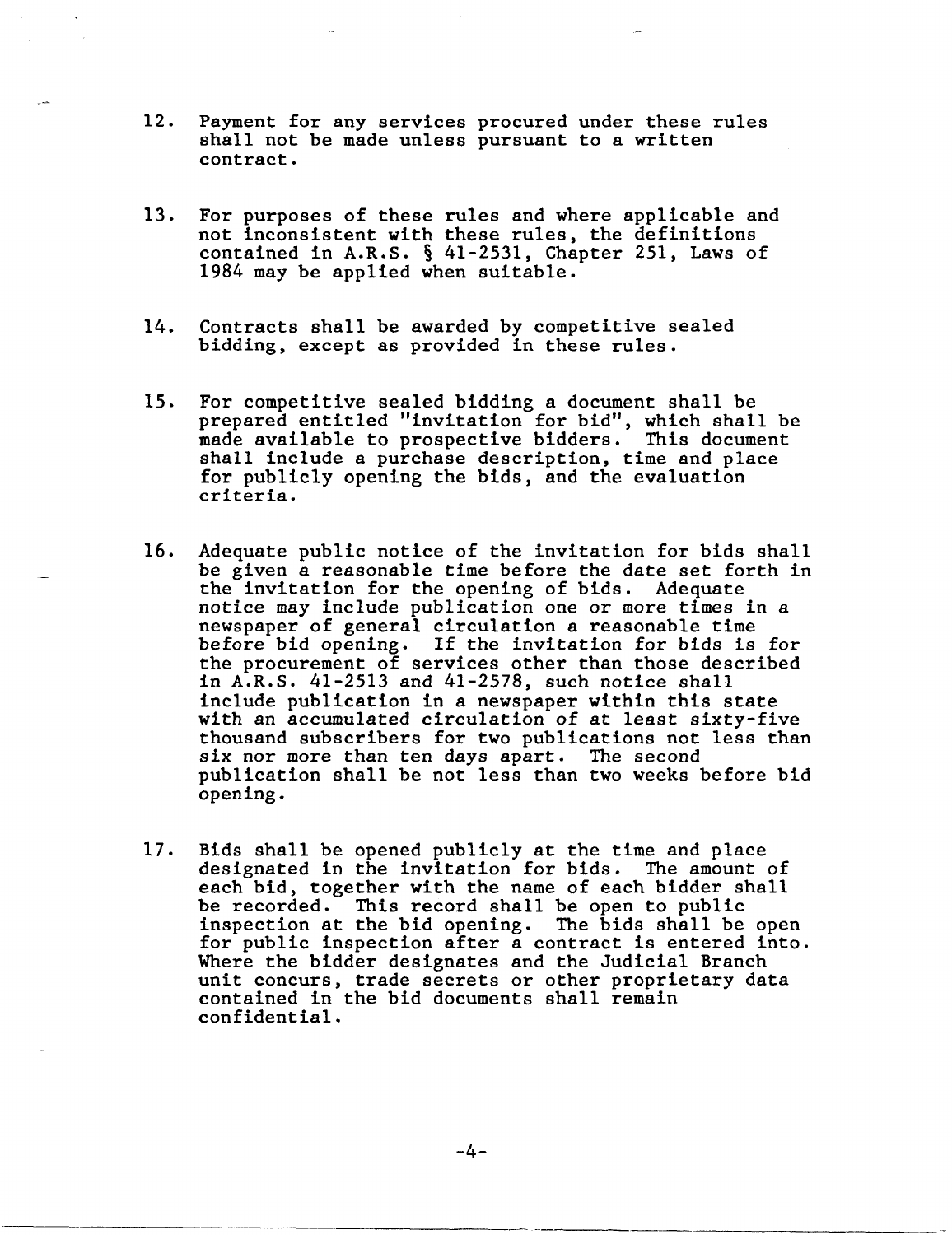12. Payment for any services procured under these rules shall not be made unless pursuant to a written contract.

13. For purposes of these rules and where applicable and not inconsistent with these rules, the definitions contained in A.R.S. § 41-2531, Chapter 251, Laws of 1984 may be applied when suitable.

14. Contracts shall be awarded by competitive sealed bidding, except as provided in these rules.

15. For competitive sealed bidding a document shall be prepared entitled "invitation for bid", which shall be made available to prospective bidders. This document shall include a purchase description, time and place for publicly opening the bids, and the evaluation criteria.

16. Adequate public notice of the invitation for bids shall be given a reasonable time before the date set forth in the invitation for the opening of bids. Adequate notice may include publication one or more times in a newspaper of general circulation a reasonable time before bid opening. If the invitation for bids is for the procurement of services other than those described in A.R.S. 41-2513 and 41-2578, such notice shall include publication in a newspaper within this state with an accumulated circulation of at least sixty-five thousand subscribers for two publications not less than six nor more than ten days apart. The second publication shall be not less than two weeks before bid opening.

17. Bids shall be opened publicly at the time and place designated in the invitation for bids. The amount of each bid, together with the name of each bidder shall be recorded. This record shall be open to public inspection at the bid opening. The bids shall be open for public inspection after a contract is entered into. Where the bidder designates and the Judicial Branch unit concurs, trade secrets or other proprietary data contained in the bid documents shall remain confidential.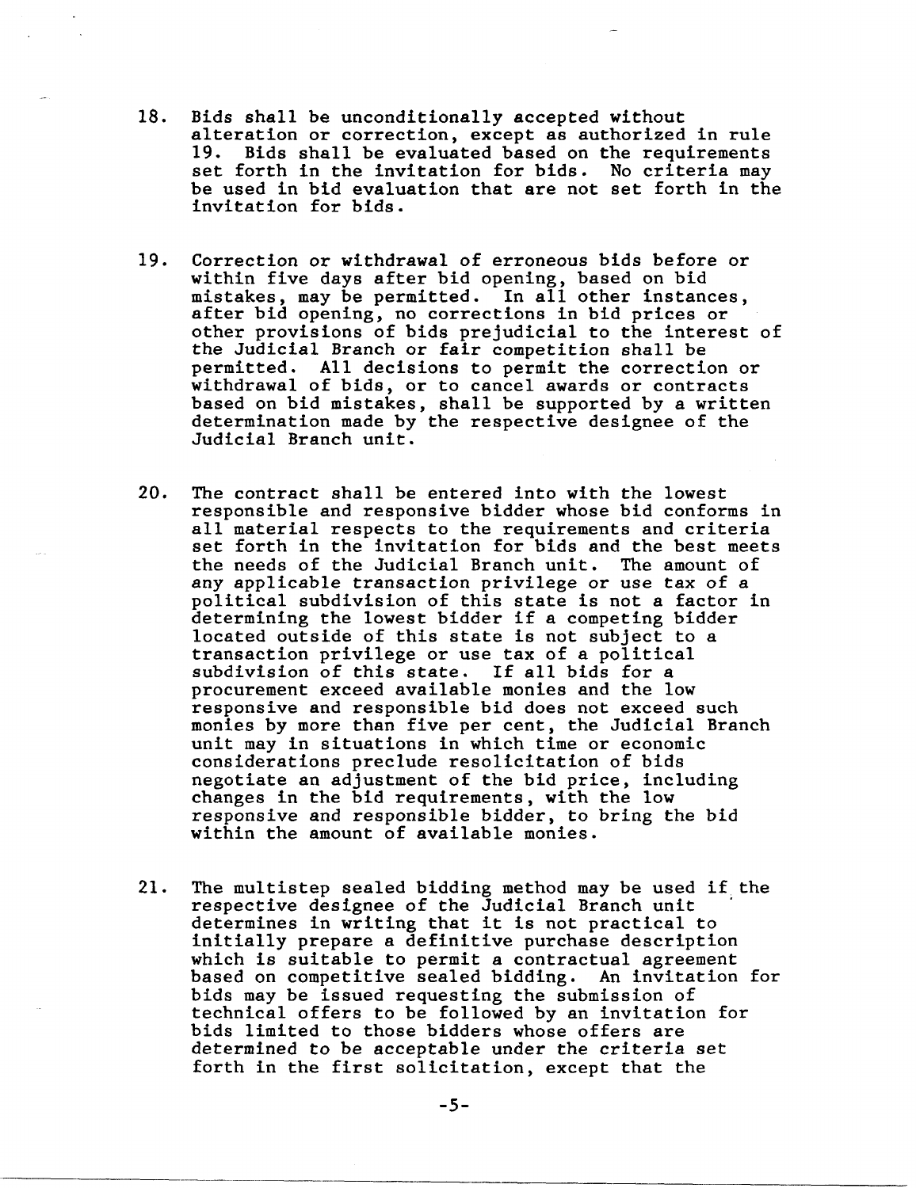18. Bids shall be unconditionally accepted without alteration or correction, except as authorized in rule 19. Bids shall be evaluated based on the requirements set forth in the invitation for bids. No criteria may be used in bid evaluation that are not set forth in the invitation for bids.

19. Correction or withdrawal of erroneous bids before or within five days after bid opening, based on bid mistakes, may be permitted. In all other instances, after bid opening, no corrections in bid prices or other provisions of bids prejudicial to the interest of the Judicial Branch or fair competition shall be permitted. All decisions to permit the correction or withdrawal of bids, or to cancel awards or contracts based on bid mistakes, shall be supported by a written determination made by the respective designee of the Judicial Branch unit.

20. The contract shall be entered into with the lowest responsible and responsive bidder whose bid conforms in all material respects to the requirements and criteria set forth in the invitation for bids and the best meets the needs of the Judicial Branch unit. The amount of any applicable transaction privilege or use tax of a political subdivision of this state is not a factor in determining the lowest bidder if a competing bidder located outside of this state is not subject to a transaction privilege or use tax of a political subdivision of this state. If all bids for a procurement exceed available monies and the low responsive and responsible bid does not exceed such monies by more than five per cent, the Judicial Branch unit may in situations in which time or economic considerations preclude resolicitation of bids negotiate an adjustment of the bid price, including changes in the bid requirements, with the low responsive and responsible bidder, to bring the bid within the amount of available monies.

21. The multistep sealed bidding method may be used if the respective designee of the Judicial Branch unit determines in writing that it is not practical to initially prepare a definitive purchase description which is suitable to permit a contractual agreement based on competitive sealed bidding. An invitation for bids may be issued requesting the submission of technical offers to be followed by an invitation for bids limited to those bidders whose offers are determined to be acceptable under the criteria set forth in the first solicitation, except that the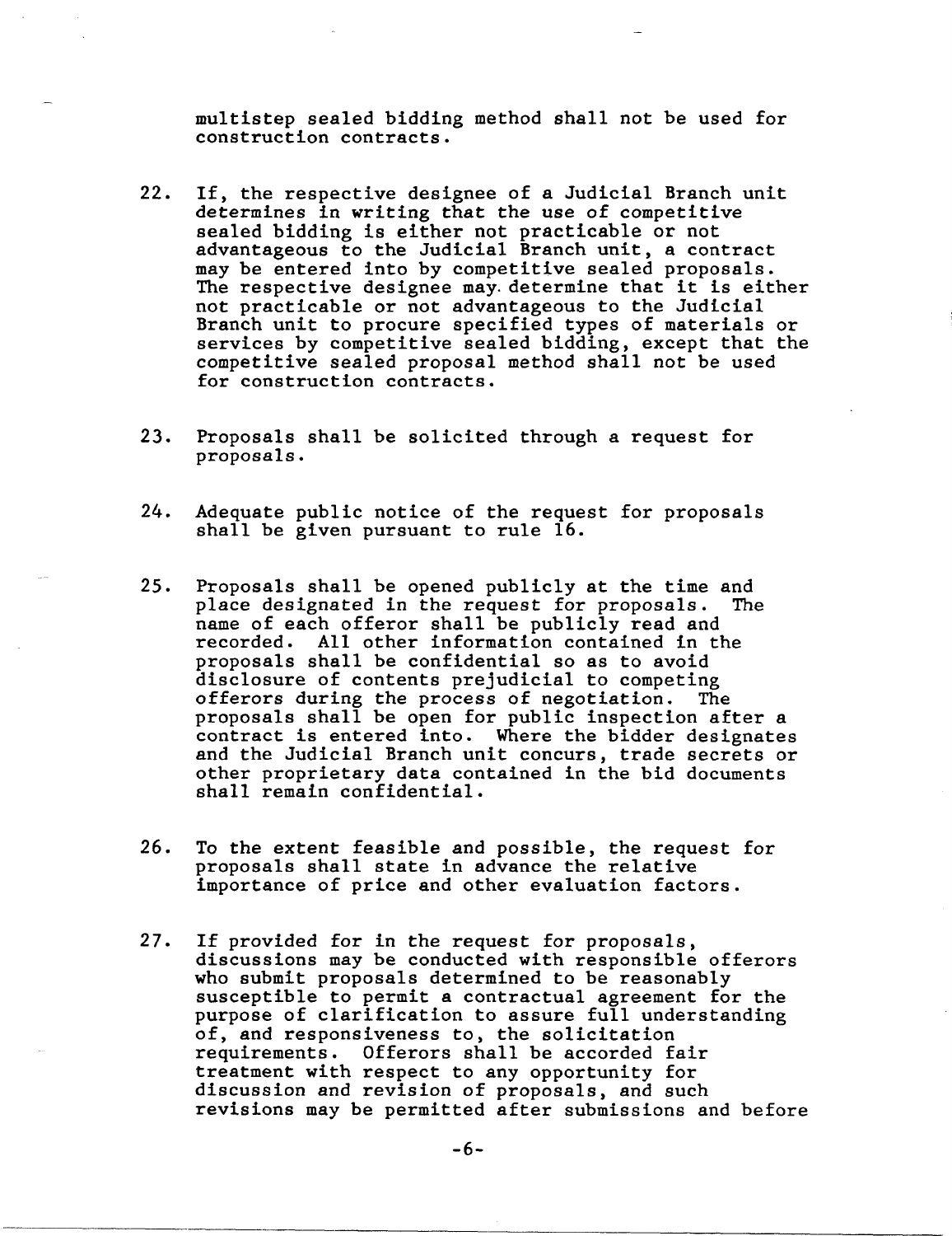multistep sealed bidding method shall not be used for construction contracts.

22. If, the respective designee of a Judicial Branch unit determines in writing that the use of competitive sealed bidding is either not practicable or not advantageous to the Judicial Branch unit, a contract may be entered into by competitive sealed proposals. The respective designee may determine that it is either not practicable or not advantageous to the Judicial Branch unit to procure specified types of materials or services by competitive sealed bidding, except that the competitive sealed proposal method shall not be used for construction contracts.

23. Proposals shall be solicited through a request for proposals.

24. Adequate public notice of the request for proposals shall be given pursuant to rule 16.

25. Proposals shall be opened publicly at the time and place designated in the request for proposals. The name of each offeror shall be publicly read and recorded. All other information contained in the proposals shall be confidential so as to avoid disclosure of contents prejudicial to competing offerors during the process of negotiation. The proposals shall be open for public inspection after a contract is entered into. Where the bidder designates and the Judicial Branch unit concurs, trade secrets or other proprietary data contained in the bid documents shall remain confidential.

26. To the extent feasible and possible, the request for proposals shall state in advance the relative importance of price and other evaluation factors.

27. If provided for in the request for proposals, discussions may be conducted with responsible offerors who submit proposals determined to be reasonably susceptible to permit a contractual agreement for the purpose of clarification to assure full understanding of, and responsiveness to, the solicitation requirements. Offerors shall be accorded fair treatment with respect to any opportunity for discussion and revision of proposals, and such revisions may be permitted after submissions and before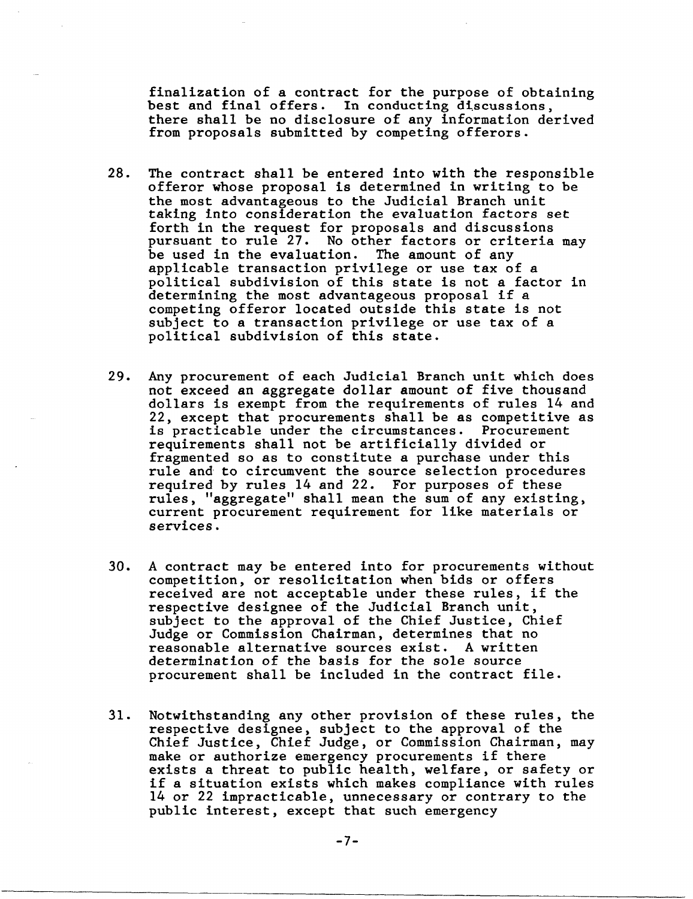finalization of a contract for the purpose of obtaining best and final offers. In conducting discussions, there shall be no disclosure of any information derived from proposals submitted by competing offerors.

28. The contract shall be entered into with the responsible offeror whose proposal is determined in writing to be the most advantageous to the Judicial Branch unit taking into consideration the evaluation factors set forth in the request for proposals and discussions pursuant to rule 27. No other factors or criteria may be used in the evaluation. The amount of any applicable transaction privilege or use tax of a political subdivision of this state is not a factor in determining the most advantageous proposal if a competing offeror located outside this state is not subject to a transaction privilege or use tax of a political subdivision of this state.

29. Any procurement of each Judicial Branch unit which does not exceed an aggregate dollar amount of five thousand dollars is exempt from the requirements of rules 14 and 22, except that procurements shall be as competitive as is practicable under the circumstances. Procurement requirements shall not be artificially divided or fragmented so as to constitute a purchase under this rule and to circumvent the source selection procedures required by rules 14 and 22. For purposes of these rules, "aggregate" shall mean the sum of any existing, current procurement requirement for like materials or services.

30. A contract may be entered into for procurements without competition, or resolicitation when bids or offers received are not acceptable under these rules, if the respective designee of the Judicial Branch unit, subject to the approval of the Chief Justice, Chief Judge or Commission Chairman, determines that no reasonable alternative sources exist. A written determination of the basis for the sole source procurement shall be included in the contract file.

31. Notwithstanding any other provision of these rules, the respective designee, subject to the approval of the Chief Justice, Chief Judge, or Commission Chairman, may make or authorize emergency procurements if there exists a threat to public health, welfare, or safety or if a situation exists which makes compliance with rules 14 or 22 impracticable, unnecessary or contrary to the public interest, except that such emergency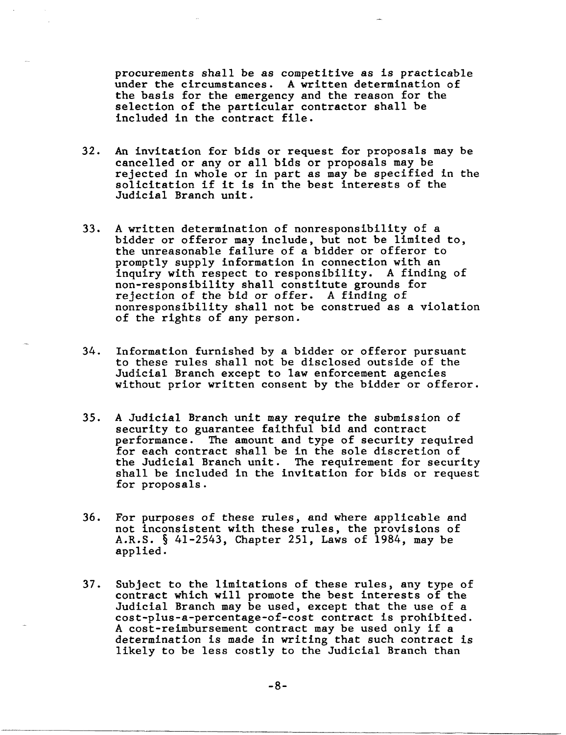procurements shall be as competitive as is practicable under the circumstances. A written determination of the basis for the emergency and the reason for the selection of the particular contractor shall be included in the contract file.

32. An invitation for bids or request for proposals may be cancelled or any or all bids or proposals may be rejected in whole or in part as may be specified in the solicitation if it is in the best interests of the Judicial Branch unit.

33. A written determination of nonresponsibility of a bidder or offeror may include, but not be limited to, the unreasonable failure of a bidder or offeror to promptly supply information in connection with an inquiry with respect to responsibility. A finding of non-responsibility shall constitute grounds for rejection of the bid or offer. A finding of nonresponsibility shall not be construed as a violation of the rights of any person.

34. Information furnished by a bidder or offeror pursuant to these rules shall not be disclosed outside of the Judicial Branch except to law enforcement agencies without prior written consent by the bidder or offeror.

35. A Judicial Branch unit may require the submission of security to guarantee faithful bid and contract performance. The amount and type of security required for each contract shall be in the sole discretion of the Judicial Branch unit. The requirement for security shall be included in the invitation for bids or request for proposals.

36. For purposes of these rules, and where applicable and not inconsistent with these rules, the provisions of A.R.S. § 41-2543, Chapter 251, Laws of 1984, may be applied.

37. Subject to the limitations of these rules, any type of contract which will promote the best interests of the Judicial Branch may be used, except that the use of a cost-plus-a-percentage-of-cost contract is prohibited. A cost-reimbursement contract may be used only if a determination is made in writing that such contract is likely to be less costly to the Judicial Branch than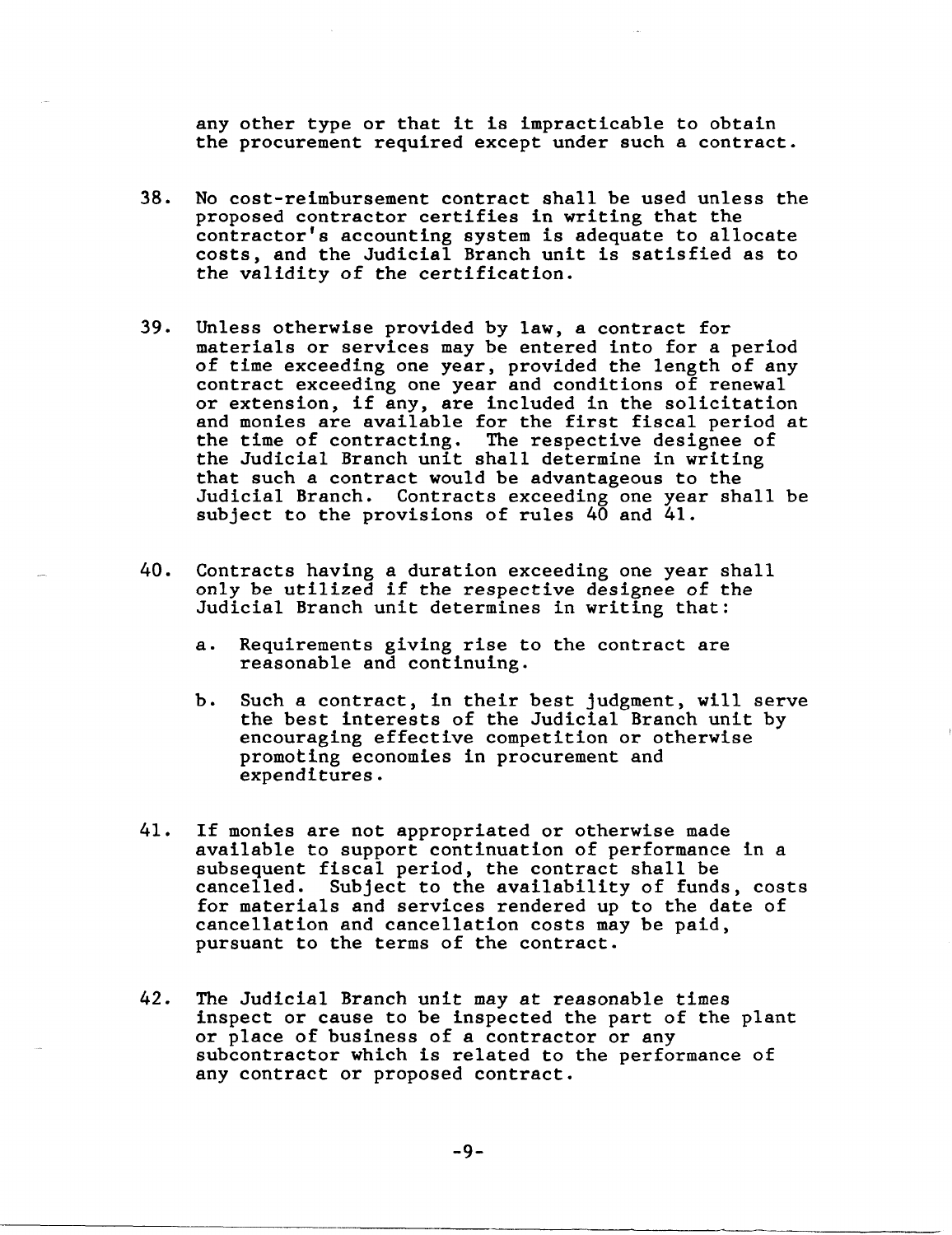any other type or that it is impracticable to obtain the procurement required except under such a contract.

38. No cost-reimbursement contract shall be used unless the proposed contractor certifies in writing that the contractor's accounting system is adequate to allocate costs, and the Judicial Branch unit is satisfied as to the validity of the certification.

39. Unless otherwise provided by law, a contract for materials or services may be entered into for a period of time exceeding one year, provided the length of any contract exceeding one year and conditions of renewal or extension, if any, are included in the solicitation and monies are available for the first fiscal period at the time of contracting. The respective designee of the Judicial Branch unit shall determine in writing that such a contract would be advantageous to the Judicial Branch. Contracts exceeding one year shall be subject to the provisions of rules 40 and 41.

40. Contracts having a duration exceeding one year shall only be utilized if the respective designee of the Judicial Branch unit determines in writing that:

    a. Requirements giving rise to the contract are reasonable and continuing.

    b. Such a contract, in their best judgment, will serve the best interests of the Judicial Branch unit by encouraging effective competition or otherwise promoting economies in procurement and expenditures.

41. If monies are not appropriated or otherwise made available to support continuation of performance in a subsequent fiscal period, the contract shall be cancelled. Subject to the availability of funds, costs for materials and services rendered up to the date of cancellation and cancellation costs may be paid, pursuant to the terms of the contract.

42. The Judicial Branch unit may at reasonable times inspect or cause to be inspected the part of the plant or place of business of a contractor or any subcontractor which is related to the performance of any contract or proposed contract.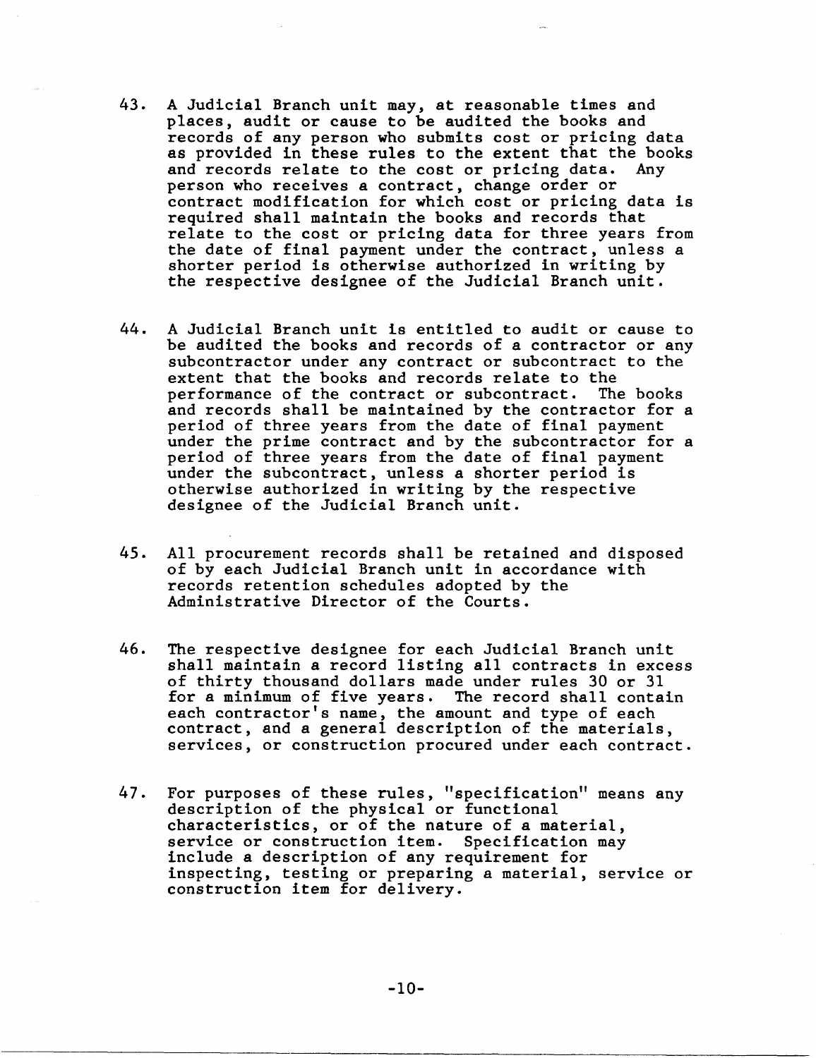43. A Judicial Branch unit may, at reasonable times and places, audit or cause to be audited the books and records of any person who submits cost or pricing data as provided in these rules to the extent that the books and records relate to the cost or pricing data. Any person who receives a contract, change order or contract modification for which cost or pricing data is required shall maintain the books and records that relate to the cost or pricing data for three years from the date of final payment under the contract, unless a shorter period is otherwise authorized in writing by the respective designee of the Judicial Branch unit.

44. A Judicial Branch unit is entitled to audit or cause to be audited the books and records of a contractor or any subcontractor under any contract or subcontract to the extent that the books and records relate to the performance of the contract or subcontract. The books and records shall be maintained by the contractor for a period of three years from the date of final payment under the prime contract and by the subcontractor for a period of three years from the date of final payment under the subcontract, unless a shorter period is otherwise authorized in writing by the respective designee of the Judicial Branch unit.

45. All procurement records shall be retained and disposed of by each Judicial Branch unit in accordance with records retention schedules adopted by the Administrative Director of the Courts.

46. The respective designee for each Judicial Branch unit shall maintain a record listing all contracts in excess of thirty thousand dollars made under rules 30 or 31 for a minimum of five years. The record shall contain each contractor's name, the amount and type of each contract, and a general description of the materials, services, or construction procured under each contract.

47. For purposes of these rules, "specification" means any description of the physical or functional characteristics, or of the nature of a material, service or construction item. Specification may include a description of any requirement for inspecting, testing or preparing a material, service or construction item for delivery.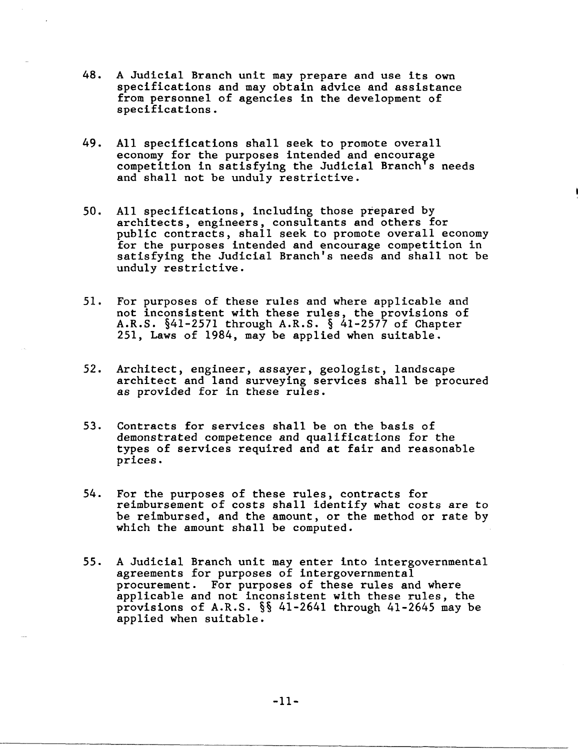48. A Judicial Branch unit may prepare and use its own specifications and may obtain advice and assistance from personnel of agencies in the development of specifications.

49. All specifications shall seek to promote overall economy for the purposes intended and encourage competition in satisfying the Judicial Branch's needs and shall not be unduly restrictive.

50. All specifications, including those prepared by architects, engineers, consultants and others for public contracts, shall seek to promote overall economy for the purposes intended and encourage competition in satisfying the Judicial Branch's needs and shall not be unduly restrictive.

51. For purposes of these rules and where applicable and not inconsistent with these rules, the provisions of A.R.S. §41-2571 through A.R.S. § 41-2577 of Chapter 251, Laws of 1984, may be applied when suitable.

52. Architect, engineer, assayer, geologist, landscape architect and land surveying services shall be procured as provided for in these rules.

53. Contracts for services shall be on the basis of demonstrated competence and qualifications for the types of services required and at fair and reasonable prices.

54. For the purposes of these rules, contracts for reimbursement of costs shall identify what costs are to be reimbursed, and the amount, or the method or rate by which the amount shall be computed.

55. A Judicial Branch unit may enter into intergovernmental agreements for purposes of intergovernmental procurement. For purposes of these rules and where applicable and not inconsistent with these rules, the provisions of A.R.S. §§ 41-2641 through 41-2645 may be applied when suitable.